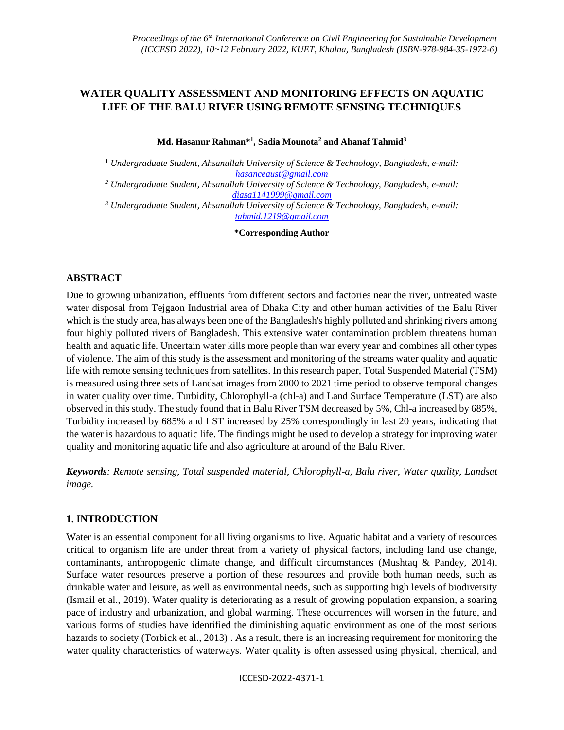# WATER QUALITY ASSESSMENT AND MONITORING EFFECTS ON AQUATIC LIFE OF THE BALU RIVER USING REMOTE SENSING TECHNIQUES

**Md. Hasanur Rahman*[1], Sadia Mounota[2] and Ahanaf Tahmid[3]**

[1] *Undergraduate Student, Ahsanullah University of Science & Technology, Bangladesh, e-mail: hasanceaust@gmail.com*

[2] *Undergraduate Student, Ahsanullah University of Science & Technology, Bangladesh, e-mail: diasa1141999@gmail.com*

[3] *Undergraduate Student, Ahsanullah University of Science & Technology, Bangladesh, e-mail: tahmid.1219@gmail.com*

**\*Corresponding Author**

## ABSTRACT

Due to growing urbanization, effluents from different sectors and factories near the river, untreated waste water disposal from Tejgaon Industrial area of Dhaka City and other human activities of the Balu River which is the study area, has always been one of the Bangladesh's highly polluted and shrinking rivers among four highly polluted rivers of Bangladesh. This extensive water contamination problem threatens human health and aquatic life. Uncertain water kills more people than war every year and combines all other types of violence. The aim of this study is the assessment and monitoring of the streams water quality and aquatic life with remote sensing techniques from satellites. In this research paper, Total Suspended Material (TSM) is measured using three sets of Landsat images from 2000 to 2021 time period to observe temporal changes in water quality over time. Turbidity, Chlorophyll-a (chl-a) and Land Surface Temperature (LST) are also observed in this study. The study found that in Balu River TSM decreased by 5%, Chl-a increased by 685%, Turbidity increased by 685% and LST increased by 25% correspondingly in last 20 years, indicating that the water is hazardous to aquatic life. The findings might be used to develop a strategy for improving water quality and monitoring aquatic life and also agriculture at around of the Balu River.

***Keywords****: Remote sensing, Total suspended material, Chlorophyll-a, Balu river, Water quality, Landsat image.*

## 1. INTRODUCTION

Water is an essential component for all living organisms to live. Aquatic habitat and a variety of resources critical to organism life are under threat from a variety of physical factors, including land use change, contaminants, anthropogenic climate change, and difficult circumstances (Mushtaq & Pandey, 2014). Surface water resources preserve a portion of these resources and provide both human needs, such as drinkable water and leisure, as well as environmental needs, such as supporting high levels of biodiversity (Ismail et al., 2019). Water quality is deteriorating as a result of growing population expansion, a soaring pace of industry and urbanization, and global warming. These occurrences will worsen in the future, and various forms of studies have identified the diminishing aquatic environment as one of the most serious hazards to society (Torbick et al., 2013) . As a result, there is an increasing requirement for monitoring the water quality characteristics of waterways. Water quality is often assessed using physical, chemical, and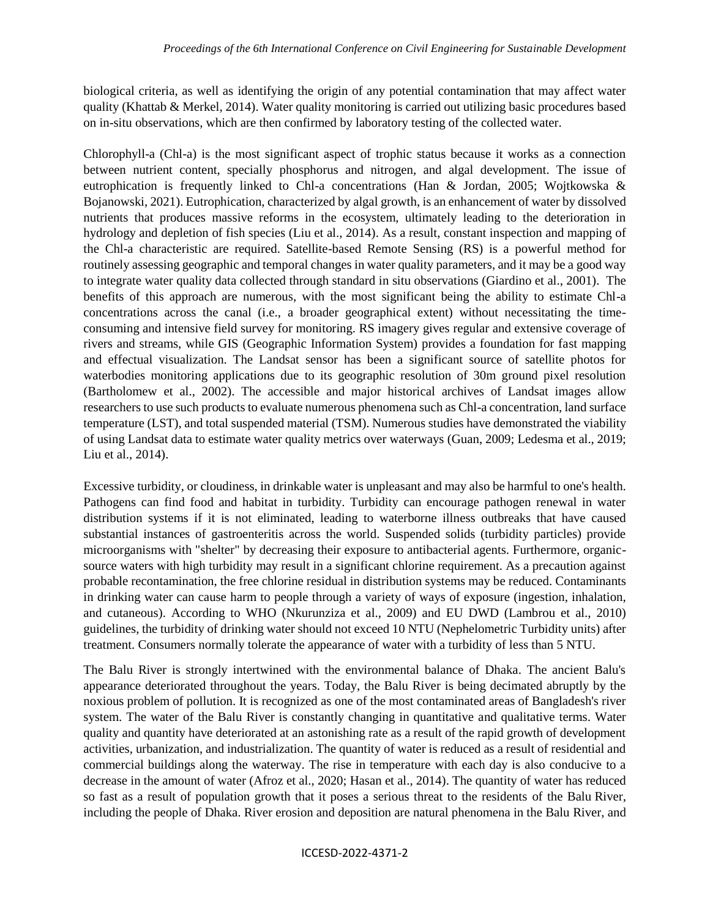biological criteria, as well as identifying the origin of any potential contamination that may affect water quality (Khattab & Merkel, 2014). Water quality monitoring is carried out utilizing basic procedures based on in-situ observations, which are then confirmed by laboratory testing of the collected water.

Chlorophyll-a (Chl-a) is the most significant aspect of trophic status because it works as a connection between nutrient content, specially phosphorus and nitrogen, and algal development. The issue of eutrophication is frequently linked to Chl-a concentrations (Han & Jordan, 2005; Wojtkowska & Bojanowski, 2021). Eutrophication, characterized by algal growth, is an enhancement of water by dissolved nutrients that produces massive reforms in the ecosystem, ultimately leading to the deterioration in hydrology and depletion of fish species (Liu et al., 2014). As a result, constant inspection and mapping of the Chl-a characteristic are required. Satellite-based Remote Sensing (RS) is a powerful method for routinely assessing geographic and temporal changes in water quality parameters, and it may be a good way to integrate water quality data collected through standard in situ observations (Giardino et al., 2001). The benefits of this approach are numerous, with the most significant being the ability to estimate Chl-a concentrations across the canal (i.e., a broader geographical extent) without necessitating the time-consuming and intensive field survey for monitoring. RS imagery gives regular and extensive coverage of rivers and streams, while GIS (Geographic Information System) provides a foundation for fast mapping and effectual visualization. The Landsat sensor has been a significant source of satellite photos for waterbodies monitoring applications due to its geographic resolution of 30m ground pixel resolution (Bartholomew et al., 2002). The accessible and major historical archives of Landsat images allow researchers to use such products to evaluate numerous phenomena such as Chl-a concentration, land surface temperature (LST), and total suspended material (TSM). Numerous studies have demonstrated the viability of using Landsat data to estimate water quality metrics over waterways (Guan, 2009; Ledesma et al., 2019; Liu et al., 2014).

Excessive turbidity, or cloudiness, in drinkable water is unpleasant and may also be harmful to one's health. Pathogens can find food and habitat in turbidity. Turbidity can encourage pathogen renewal in water distribution systems if it is not eliminated, leading to waterborne illness outbreaks that have caused substantial instances of gastroenteritis across the world. Suspended solids (turbidity particles) provide microorganisms with "shelter" by decreasing their exposure to antibacterial agents. Furthermore, organic-source waters with high turbidity may result in a significant chlorine requirement. As a precaution against probable recontamination, the free chlorine residual in distribution systems may be reduced. Contaminants in drinking water can cause harm to people through a variety of ways of exposure (ingestion, inhalation, and cutaneous). According to WHO (Nkurunziza et al., 2009) and EU DWD (Lambrou et al., 2010) guidelines, the turbidity of drinking water should not exceed 10 NTU (Nephelometric Turbidity units) after treatment. Consumers normally tolerate the appearance of water with a turbidity of less than 5 NTU.

The Balu River is strongly intertwined with the environmental balance of Dhaka. The ancient Balu's appearance deteriorated throughout the years. Today, the Balu River is being decimated abruptly by the noxious problem of pollution. It is recognized as one of the most contaminated areas of Bangladesh's river system. The water of the Balu River is constantly changing in quantitative and qualitative terms. Water quality and quantity have deteriorated at an astonishing rate as a result of the rapid growth of development activities, urbanization, and industrialization. The quantity of water is reduced as a result of residential and commercial buildings along the waterway. The rise in temperature with each day is also conducive to a decrease in the amount of water (Afroz et al., 2020; Hasan et al., 2014). The quantity of water has reduced so fast as a result of population growth that it poses a serious threat to the residents of the Balu River, including the people of Dhaka. River erosion and deposition are natural phenomena in the Balu River, and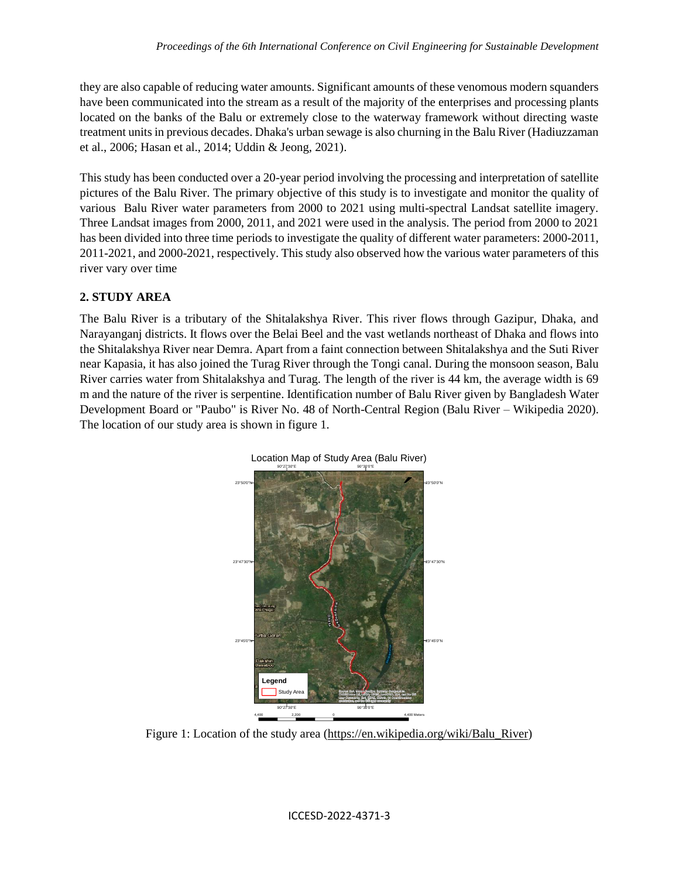they are also capable of reducing water amounts. Significant amounts of these venomous modern squanders have been communicated into the stream as a result of the majority of the enterprises and processing plants located on the banks of the Balu or extremely close to the waterway framework without directing waste treatment units in previous decades. Dhaka's urban sewage is also churning in the Balu River (Hadiuzzaman et al., 2006; Hasan et al., 2014; Uddin & Jeong, 2021).

This study has been conducted over a 20-year period involving the processing and interpretation of satellite pictures of the Balu River. The primary objective of this study is to investigate and monitor the quality of various Balu River water parameters from 2000 to 2021 using multi-spectral Landsat satellite imagery. Three Landsat images from 2000, 2011, and 2021 were used in the analysis. The period from 2000 to 2021 has been divided into three time periods to investigate the quality of different water parameters: 2000-2011, 2011-2021, and 2000-2021, respectively. This study also observed how the various water parameters of this river vary over time

## 2. STUDY AREA

The Balu River is a tributary of the Shitalakshya River. This river flows through Gazipur, Dhaka, and Narayanganj districts. It flows over the Belai Beel and the vast wetlands northeast of Dhaka and flows into the Shitalakshya River near Demra. Apart from a faint connection between Shitalakshya and the Suti River near Kapasia, it has also joined the Turag River through the Tongi canal. During the monsoon season, Balu River carries water from Shitalakshya and Turag. The length of the river is 44 km, the average width is 69 m and the nature of the river is serpentine. Identification number of Balu River given by Bangladesh Water Development Board or "Paubo" is River No. 48 of North-Central Region (Balu River – Wikipedia 2020). The location of our study area is shown in figure 1.

Figure 1: Location of the study area (https://en.wikipedia.org/wiki/Balu_River)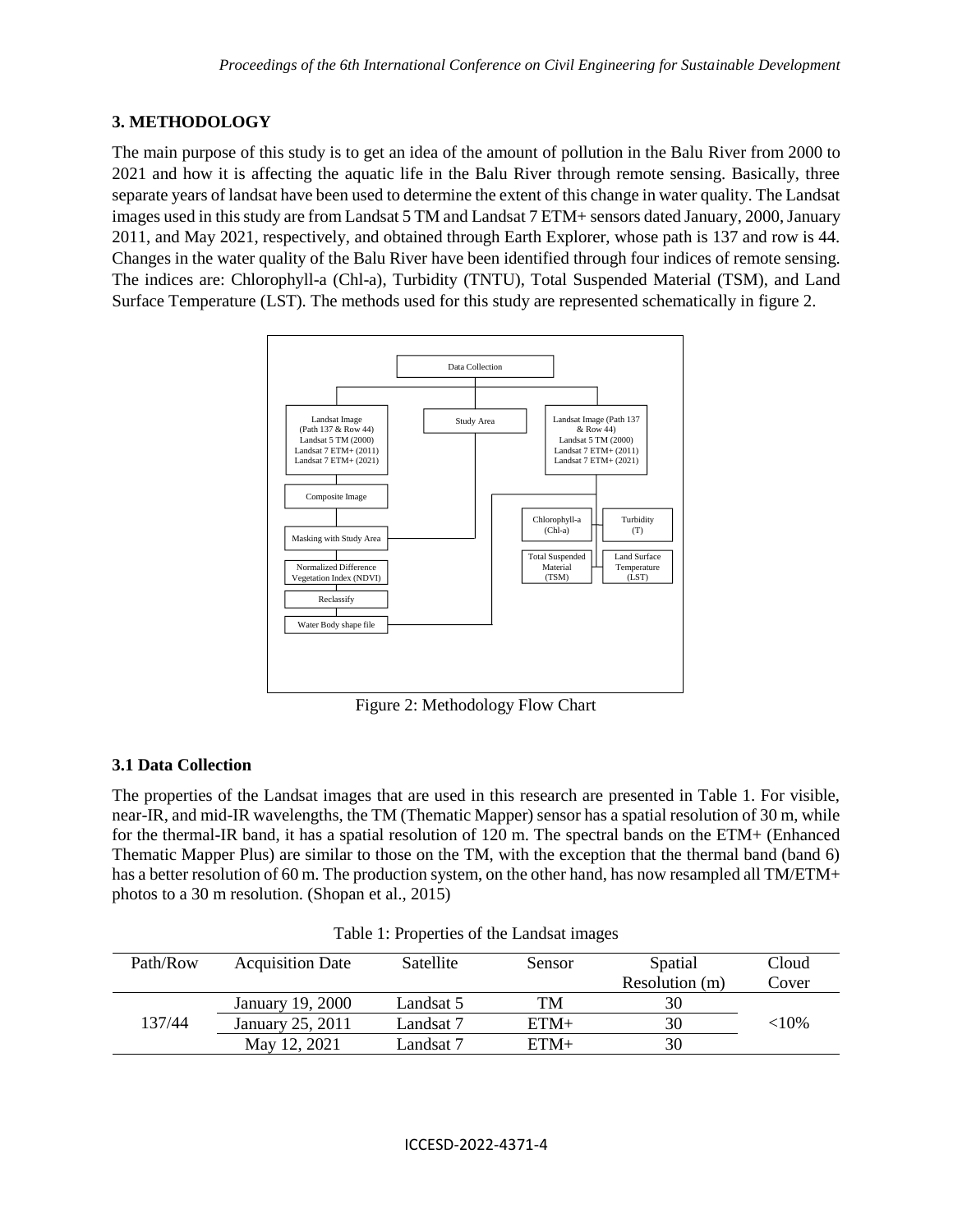## 3. METHODOLOGY

The main purpose of this study is to get an idea of the amount of pollution in the Balu River from 2000 to 2021 and how it is affecting the aquatic life in the Balu River through remote sensing. Basically, three separate years of landsat have been used to determine the extent of this change in water quality. The Landsat images used in this study are from Landsat 5 TM and Landsat 7 ETM+ sensors dated January, 2000, January 2011, and May 2021, respectively, and obtained through Earth Explorer, whose path is 137 and row is 44. Changes in the water quality of the Balu River have been identified through four indices of remote sensing. The indices are: Chlorophyll-a (Chl-a), Turbidity (TNTU), Total Suspended Material (TSM), and Land Surface Temperature (LST). The methods used for this study are represented schematically in figure 2.

Figure 2: Methodology Flow Chart

### 3.1 Data Collection

The properties of the Landsat images that are used in this research are presented in Table 1. For visible, near-IR, and mid-IR wavelengths, the TM (Thematic Mapper) sensor has a spatial resolution of 30 m, while for the thermal-IR band, it has a spatial resolution of 120 m. The spectral bands on the ETM+ (Enhanced Thematic Mapper Plus) are similar to those on the TM, with the exception that the thermal band (band 6) has a better resolution of 60 m. The production system, on the other hand, has now resampled all TM/ETM+ photos to a 30 m resolution. (Shopan et al., 2015)

Table 1: Properties of the Landsat images

| Path/Row | Acquisition Date | Satellite | Sensor | Spatial Resolution (m) | Cloud Cover |
|---|---|---|---|---|---|
| 137/44 | January 19, 2000 | Landsat 5 | TM | 30 | <10% |
| | January 25, 2011 | Landsat 7 | ETM+ | 30 | |
| | May 12, 2021 | Landsat 7 | ETM+ | 30 | |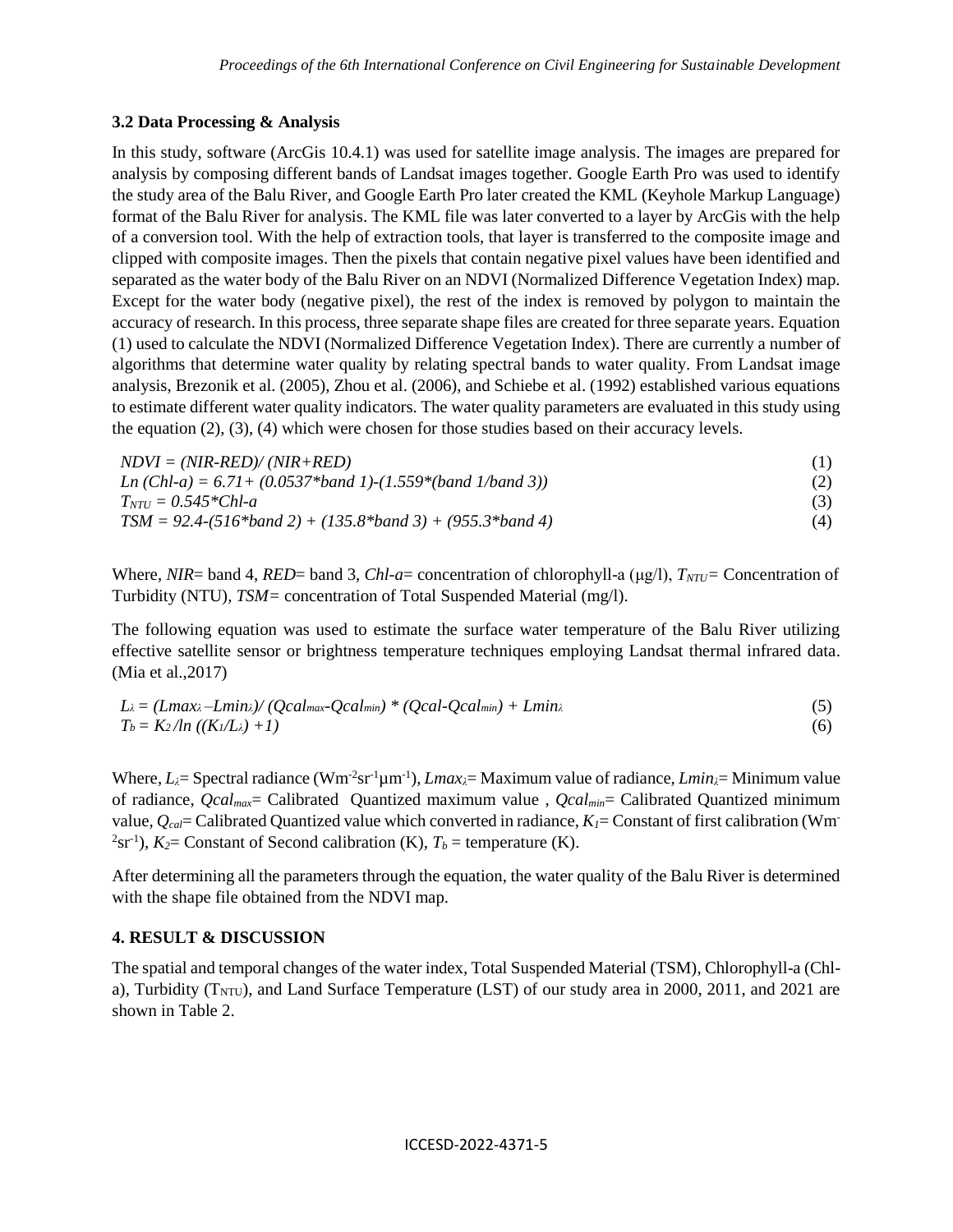### 3.2 Data Processing & Analysis

In this study, software (ArcGis 10.4.1) was used for satellite image analysis. The images are prepared for analysis by composing different bands of Landsat images together. Google Earth Pro was used to identify the study area of the Balu River, and Google Earth Pro later created the KML (Keyhole Markup Language) format of the Balu River for analysis. The KML file was later converted to a layer by ArcGis with the help of a conversion tool. With the help of extraction tools, that layer is transferred to the composite image and clipped with composite images. Then the pixels that contain negative pixel values have been identified and separated as the water body of the Balu River on an NDVI (Normalized Difference Vegetation Index) map. Except for the water body (negative pixel), the rest of the index is removed by polygon to maintain the accuracy of research. In this process, three separate shape files are created for three separate years. Equation (1) used to calculate the NDVI (Normalized Difference Vegetation Index). There are currently a number of algorithms that determine water quality by relating spectral bands to water quality. From Landsat image analysis, Brezonik et al. (2005), Zhou et al. (2006), and Schiebe et al. (1992) established various equations to estimate different water quality indicators. The water quality parameters are evaluated in this study using the equation (2), (3), (4) which were chosen for those studies based on their accuracy levels.

$$NDVI = (NIR-RED)/(NIR+RED) \quad (1)$$

$$Ln(Chl\text{-}a) = 6.71 + (0.0537*band\ 1) - (1.559*(band\ 1/band\ 3)) \quad (2)$$

$$T_{NTU} = 0.545*Chl\text{-}a \quad (3)$$

$$TSM = 92.4 - (516*band\ 2) + (135.8*band\ 3) + (955.3*band\ 4) \quad (4)$$

Where, *NIR*= band 4, *RED*= band 3, *Chl-a*= concentration of chlorophyll-a (μg/l), $T_{NTU}$= Concentration of Turbidity (NTU), *TSM*= concentration of Total Suspended Material (mg/l).

The following equation was used to estimate the surface water temperature of the Balu River utilizing effective satellite sensor or brightness temperature techniques employing Landsat thermal infrared data. (Mia et al.,2017)

$$L_\lambda = (Lmax_\lambda - Lmin_\lambda)/(Qcal_{max} - Qcal_{min}) * (Qcal - Qcal_{min}) + Lmin_\lambda \quad (5)$$

$$T_b = K_2 / \ln((K_1/L_\lambda) + 1) \quad (6)$$

Where, $L_\lambda$= Spectral radiance ($Wm^{-2}sr^{-1}\mu m^{-1}$), $Lmax_\lambda$= Maximum value of radiance, $Lmin_\lambda$= Minimum value of radiance, $Qcal_{max}$= Calibrated Quantized maximum value , $Qcal_{min}$= Calibrated Quantized minimum value, $Q_{cal}$= Calibrated Quantized value which converted in radiance, $K_1$= Constant of first calibration ($Wm^{-2}sr^{-1}$), $K_2$= Constant of Second calibration (K), $T_b$ = temperature (K).

After determining all the parameters through the equation, the water quality of the Balu River is determined with the shape file obtained from the NDVI map.

## 4. RESULT & DISCUSSION

The spatial and temporal changes of the water index, Total Suspended Material (TSM), Chlorophyll-a (Chl-a), Turbidity ($T_{NTU}$), and Land Surface Temperature (LST) of our study area in 2000, 2011, and 2021 are shown in Table 2.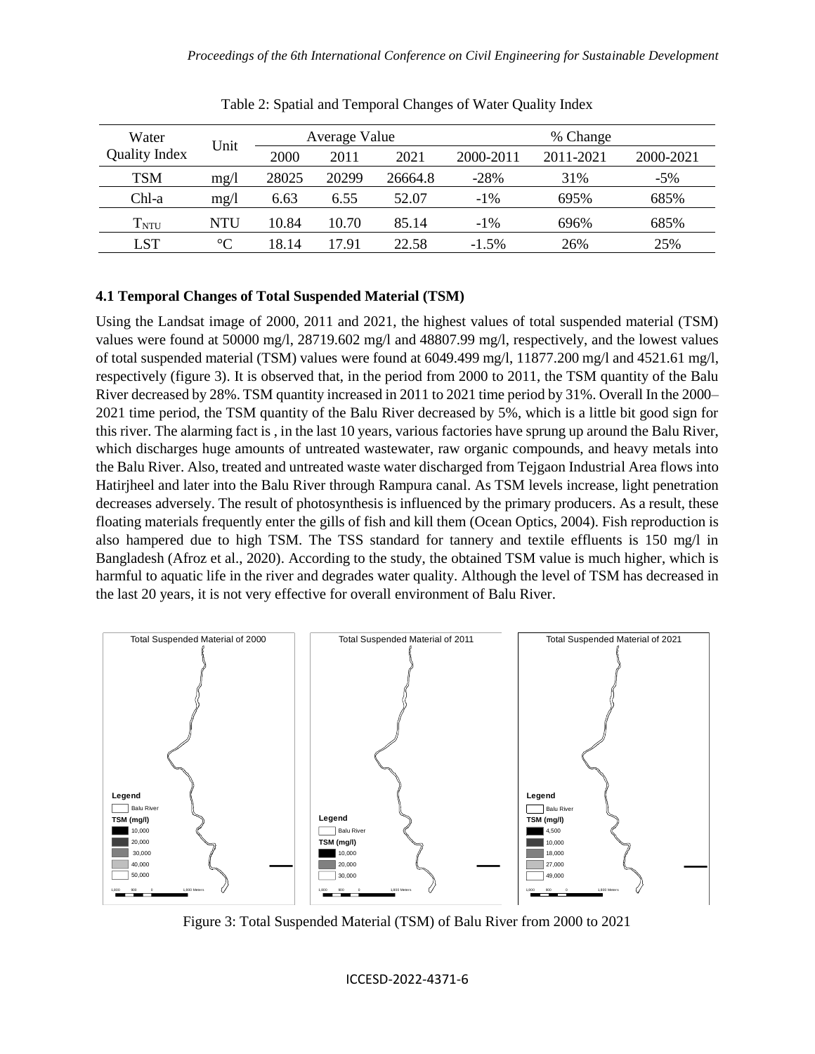Table 2: Spatial and Temporal Changes of Water Quality Index

| Water Quality Index | Unit | Average Value | | | % Change | | |
|---|---|---|---|---|---|---|---|
| | | 2000 | 2011 | 2021 | 2000-2011 | 2011-2021 | 2000-2021 |
| TSM | mg/l | 28025 | 20299 | 26664.8 | -28% | 31% | -5% |
| Chl-a | mg/l | 6.63 | 6.55 | 52.07 | -1% | 695% | 685% |
| $T_{NTU}$ | NTU | 10.84 | 10.70 | 85.14 | -1% | 696% | 685% |
| LST | °C | 18.14 | 17.91 | 22.58 | -1.5% | 26% | 25% |

### 4.1 Temporal Changes of Total Suspended Material (TSM)

Using the Landsat image of 2000, 2011 and 2021, the highest values of total suspended material (TSM) values were found at 50000 mg/l, 28719.602 mg/l and 48807.99 mg/l, respectively, and the lowest values of total suspended material (TSM) values were found at 6049.499 mg/l, 11877.200 mg/l and 4521.61 mg/l, respectively (figure 3). It is observed that, in the period from 2000 to 2011, the TSM quantity of the Balu River decreased by 28%. TSM quantity increased in 2011 to 2021 time period by 31%. Overall In the 2000–2021 time period, the TSM quantity of the Balu River decreased by 5%, which is a little bit good sign for this river. The alarming fact is , in the last 10 years, various factories have sprung up around the Balu River, which discharges huge amounts of untreated wastewater, raw organic compounds, and heavy metals into the Balu River. Also, treated and untreated waste water discharged from Tejgaon Industrial Area flows into Hatirjheel and later into the Balu River through Rampura canal. As TSM levels increase, light penetration decreases adversely. The result of photosynthesis is influenced by the primary producers. As a result, these floating materials frequently enter the gills of fish and kill them (Ocean Optics, 2004). Fish reproduction is also hampered due to high TSM. The TSS standard for tannery and textile effluents is 150 mg/l in Bangladesh (Afroz et al., 2020). According to the study, the obtained TSM value is much higher, which is harmful to aquatic life in the river and degrades water quality. Although the level of TSM has decreased in the last 20 years, it is not very effective for overall environment of Balu River.

Figure 3: Total Suspended Material (TSM) of Balu River from 2000 to 2021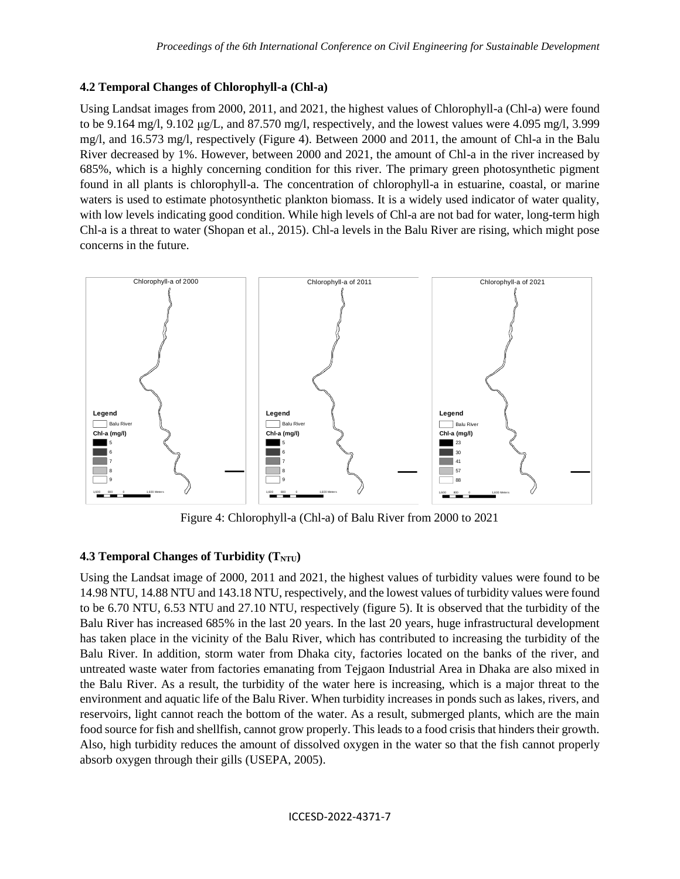### 4.2 Temporal Changes of Chlorophyll-a (Chl-a)

Using Landsat images from 2000, 2011, and 2021, the highest values of Chlorophyll-a (Chl-a) were found to be 9.164 mg/l, 9.102 μg/L, and 87.570 mg/l, respectively, and the lowest values were 4.095 mg/l, 3.999 mg/l, and 16.573 mg/l, respectively (Figure 4). Between 2000 and 2011, the amount of Chl-a in the Balu River decreased by 1%. However, between 2000 and 2021, the amount of Chl-a in the river increased by 685%, which is a highly concerning condition for this river. The primary green photosynthetic pigment found in all plants is chlorophyll-a. The concentration of chlorophyll-a in estuarine, coastal, or marine waters is used to estimate photosynthetic plankton biomass. It is a widely used indicator of water quality, with low levels indicating good condition. While high levels of Chl-a are not bad for water, long-term high Chl-a is a threat to water (Shopan et al., 2015). Chl-a levels in the Balu River are rising, which might pose concerns in the future.

Figure 4: Chlorophyll-a (Chl-a) of Balu River from 2000 to 2021

### 4.3 Temporal Changes of Turbidity ($T_{NTU}$)

Using the Landsat image of 2000, 2011 and 2021, the highest values of turbidity values were found to be 14.98 NTU, 14.88 NTU and 143.18 NTU, respectively, and the lowest values of turbidity values were found to be 6.70 NTU, 6.53 NTU and 27.10 NTU, respectively (figure 5). It is observed that the turbidity of the Balu River has increased 685% in the last 20 years. In the last 20 years, huge infrastructural development has taken place in the vicinity of the Balu River, which has contributed to increasing the turbidity of the Balu River. In addition, storm water from Dhaka city, factories located on the banks of the river, and untreated waste water from factories emanating from Tejgaon Industrial Area in Dhaka are also mixed in the Balu River. As a result, the turbidity of the water here is increasing, which is a major threat to the environment and aquatic life of the Balu River. When turbidity increases in ponds such as lakes, rivers, and reservoirs, light cannot reach the bottom of the water. As a result, submerged plants, which are the main food source for fish and shellfish, cannot grow properly. This leads to a food crisis that hinders their growth. Also, high turbidity reduces the amount of dissolved oxygen in the water so that the fish cannot properly absorb oxygen through their gills (USEPA, 2005).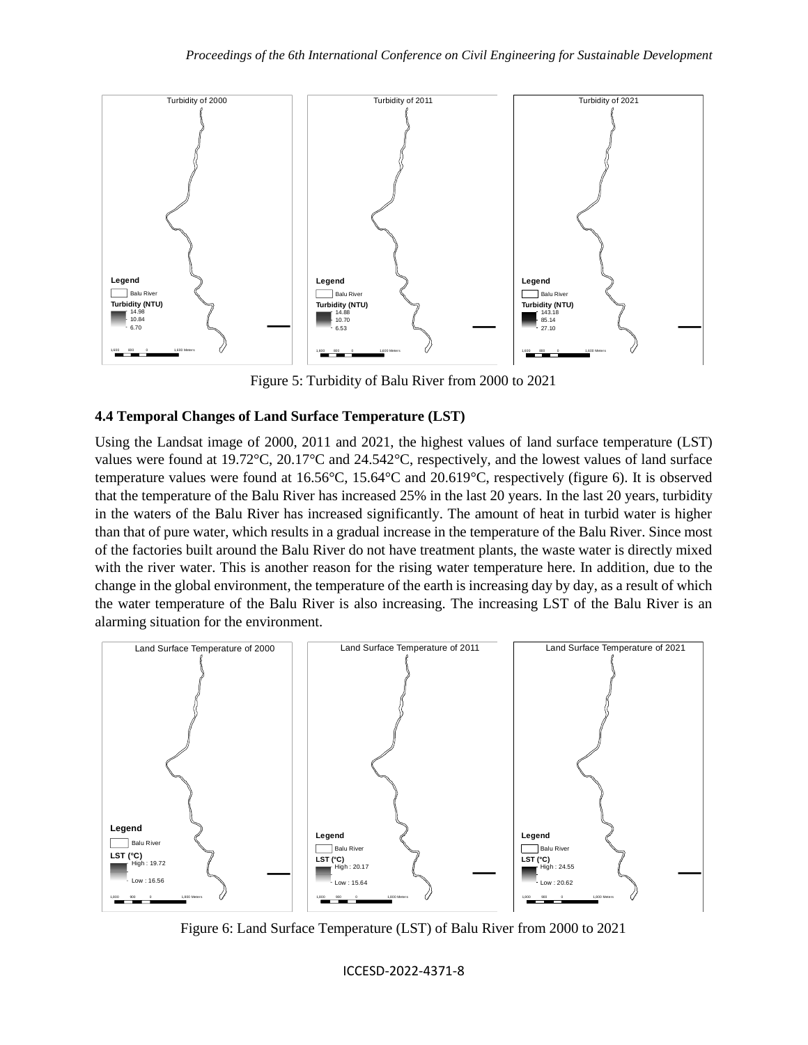Figure 5: Turbidity of Balu River from 2000 to 2021

### 4.4 Temporal Changes of Land Surface Temperature (LST)

Using the Landsat image of 2000, 2011 and 2021, the highest values of land surface temperature (LST) values were found at 19.72°C, 20.17°C and 24.542°C, respectively, and the lowest values of land surface temperature values were found at 16.56°C, 15.64°C and 20.619°C, respectively (figure 6). It is observed that the temperature of the Balu River has increased 25% in the last 20 years. In the last 20 years, turbidity in the waters of the Balu River has increased significantly. The amount of heat in turbid water is higher than that of pure water, which results in a gradual increase in the temperature of the Balu River. Since most of the factories built around the Balu River do not have treatment plants, the waste water is directly mixed with the river water. This is another reason for the rising water temperature here. In addition, due to the change in the global environment, the temperature of the earth is increasing day by day, as a result of which the water temperature of the Balu River is also increasing. The increasing LST of the Balu River is an alarming situation for the environment.

Figure 6: Land Surface Temperature (LST) of Balu River from 2000 to 2021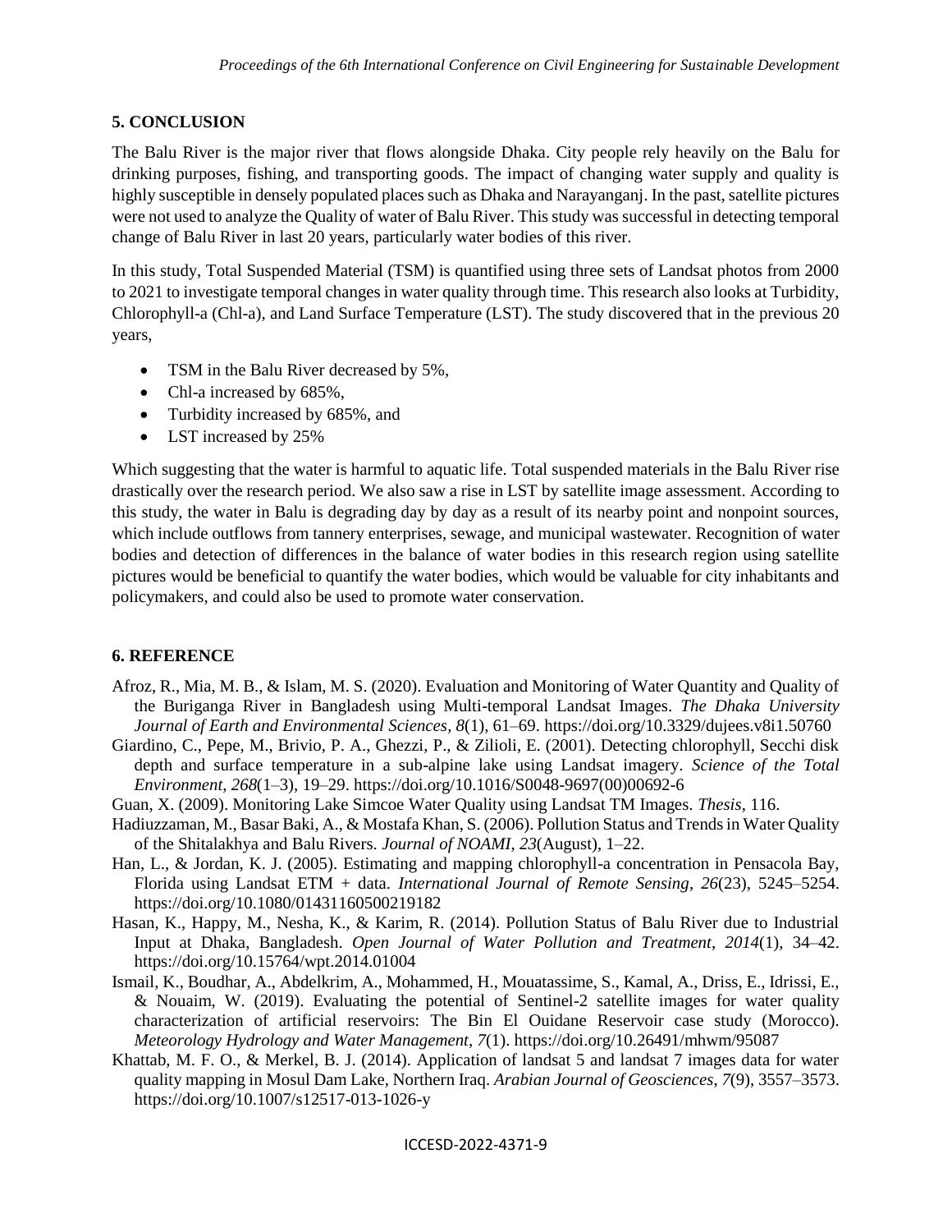## 5. CONCLUSION

The Balu River is the major river that flows alongside Dhaka. City people rely heavily on the Balu for drinking purposes, fishing, and transporting goods. The impact of changing water supply and quality is highly susceptible in densely populated places such as Dhaka and Narayanganj. In the past, satellite pictures were not used to analyze the Quality of water of Balu River. This study was successful in detecting temporal change of Balu River in last 20 years, particularly water bodies of this river.

In this study, Total Suspended Material (TSM) is quantified using three sets of Landsat photos from 2000 to 2021 to investigate temporal changes in water quality through time. This research also looks at Turbidity, Chlorophyll-a (Chl-a), and Land Surface Temperature (LST). The study discovered that in the previous 20 years,

- TSM in the Balu River decreased by 5%,
- Chl-a increased by 685%,
- Turbidity increased by 685%, and
- LST increased by 25%

Which suggesting that the water is harmful to aquatic life. Total suspended materials in the Balu River rise drastically over the research period. We also saw a rise in LST by satellite image assessment. According to this study, the water in Balu is degrading day by day as a result of its nearby point and nonpoint sources, which include outflows from tannery enterprises, sewage, and municipal wastewater. Recognition of water bodies and detection of differences in the balance of water bodies in this research region using satellite pictures would be beneficial to quantify the water bodies, which would be valuable for city inhabitants and policymakers, and could also be used to promote water conservation.

## 6. REFERENCE

Afroz, R., Mia, M. B., & Islam, M. S. (2020). Evaluation and Monitoring of Water Quantity and Quality of the Buriganga River in Bangladesh using Multi-temporal Landsat Images. *The Dhaka University Journal of Earth and Environmental Sciences*, *8*(1), 61–69. https://doi.org/10.3329/dujees.v8i1.50760

Giardino, C., Pepe, M., Brivio, P. A., Ghezzi, P., & Zilioli, E. (2001). Detecting chlorophyll, Secchi disk depth and surface temperature in a sub-alpine lake using Landsat imagery. *Science of the Total Environment*, *268*(1–3), 19–29. https://doi.org/10.1016/S0048-9697(00)00692-6

Guan, X. (2009). Monitoring Lake Simcoe Water Quality using Landsat TM Images. *Thesis*, 116.

Hadiuzzaman, M., Basar Baki, A., & Mostafa Khan, S. (2006). Pollution Status and Trends in Water Quality of the Shitalakhya and Balu Rivers. *Journal of NOAMI*, *23*(August), 1–22.

Han, L., & Jordan, K. J. (2005). Estimating and mapping chlorophyll-a concentration in Pensacola Bay, Florida using Landsat ETM + data. *International Journal of Remote Sensing*, *26*(23), 5245–5254. https://doi.org/10.1080/01431160500219182

Hasan, K., Happy, M., Nesha, K., & Karim, R. (2014). Pollution Status of Balu River due to Industrial Input at Dhaka, Bangladesh. *Open Journal of Water Pollution and Treatment*, *2014*(1), 34–42. https://doi.org/10.15764/wpt.2014.01004

Ismail, K., Boudhar, A., Abdelkrim, A., Mohammed, H., Mouatassime, S., Kamal, A., Driss, E., Idrissi, E., & Nouaim, W. (2019). Evaluating the potential of Sentinel-2 satellite images for water quality characterization of artificial reservoirs: The Bin El Ouidane Reservoir case study (Morocco). *Meteorology Hydrology and Water Management*, *7*(1). https://doi.org/10.26491/mhwm/95087

Khattab, M. F. O., & Merkel, B. J. (2014). Application of landsat 5 and landsat 7 images data for water quality mapping in Mosul Dam Lake, Northern Iraq. *Arabian Journal of Geosciences*, *7*(9), 3557–3573. https://doi.org/10.1007/s12517-013-1026-y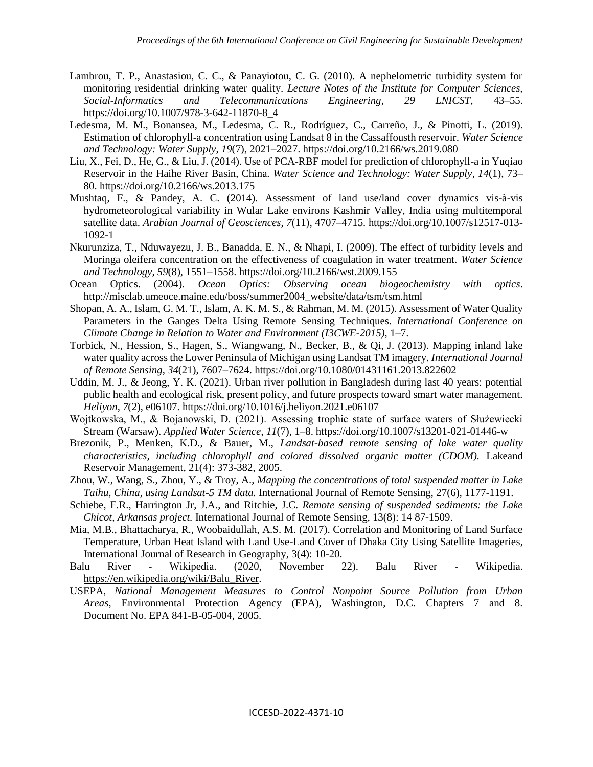Lambrou, T. P., Anastasiou, C. C., & Panayiotou, C. G. (2010). A nephelometric turbidity system for monitoring residential drinking water quality. *Lecture Notes of the Institute for Computer Sciences, Social-Informatics and Telecommunications Engineering*, *29 LNICST*, 43–55. https://doi.org/10.1007/978-3-642-11870-8_4

Ledesma, M. M., Bonansea, M., Ledesma, C. R., Rodríguez, C., Carreño, J., & Pinotti, L. (2019). Estimation of chlorophyll-a concentration using Landsat 8 in the Cassaffousth reservoir. *Water Science and Technology: Water Supply*, *19*(7), 2021–2027. https://doi.org/10.2166/ws.2019.080

Liu, X., Fei, D., He, G., & Liu, J. (2014). Use of PCA-RBF model for prediction of chlorophyll-a in Yuqiao Reservoir in the Haihe River Basin, China. *Water Science and Technology: Water Supply*, *14*(1), 73–80. https://doi.org/10.2166/ws.2013.175

Mushtaq, F., & Pandey, A. C. (2014). Assessment of land use/land cover dynamics vis-à-vis hydrometeorological variability in Wular Lake environs Kashmir Valley, India using multitemporal satellite data. *Arabian Journal of Geosciences*, *7*(11), 4707–4715. https://doi.org/10.1007/s12517-013-1092-1

Nkurunziza, T., Nduwayezu, J. B., Banadda, E. N., & Nhapi, I. (2009). The effect of turbidity levels and Moringa oleifera concentration on the effectiveness of coagulation in water treatment. *Water Science and Technology*, *59*(8), 1551–1558. https://doi.org/10.2166/wst.2009.155

Ocean Optics. (2004). *Ocean Optics: Observing ocean biogeochemistry with optics*. http://misclab.umeoce.maine.edu/boss/summer2004_website/data/tsm/tsm.html

Shopan, A. A., Islam, G. M. T., Islam, A. K. M. S., & Rahman, M. M. (2015). Assessment of Water Quality Parameters in the Ganges Delta Using Remote Sensing Techniques. *International Conference on Climate Change in Relation to Water and Environment (I3CWE-2015)*, 1–7.

Torbick, N., Hession, S., Hagen, S., Wiangwang, N., Becker, B., & Qi, J. (2013). Mapping inland lake water quality across the Lower Peninsula of Michigan using Landsat TM imagery. *International Journal of Remote Sensing*, *34*(21), 7607–7624. https://doi.org/10.1080/01431161.2013.822602

Uddin, M. J., & Jeong, Y. K. (2021). Urban river pollution in Bangladesh during last 40 years: potential public health and ecological risk, present policy, and future prospects toward smart water management. *Heliyon*, *7*(2), e06107. https://doi.org/10.1016/j.heliyon.2021.e06107

Wojtkowska, M., & Bojanowski, D. (2021). Assessing trophic state of surface waters of Służewiecki Stream (Warsaw). *Applied Water Science*, *11*(7), 1–8. https://doi.org/10.1007/s13201-021-01446-w

Brezonik, P., Menken, K.D., & Bauer, M., *Landsat-based remote sensing of lake water quality characteristics, including chlorophyll and colored dissolved organic matter (CDOM).* Lakeand Reservoir Management, 21(4): 373-382, 2005.

Zhou, W., Wang, S., Zhou, Y., & Troy, A., *Mapping the concentrations of total suspended matter in Lake Taihu, China, using Landsat-5 TM data.* International Journal of Remote Sensing, 27(6), 1177-1191.

Schiebe, F.R., Harrington Jr, J.A., and Ritchie, J.C. *Remote sensing of suspended sediments: the Lake Chicot, Arkansas project.* International Journal of Remote Sensing, 13(8): 14 87-1509.

Mia, M.B., Bhattacharya, R., Woobaidullah, A.S. M. (2017). Correlation and Monitoring of Land Surface Temperature, Urban Heat Island with Land Use-Land Cover of Dhaka City Using Satellite Imageries, International Journal of Research in Geography, 3(4): 10-20.

Balu River - Wikipedia. (2020, November 22). Balu River - Wikipedia. https://en.wikipedia.org/wiki/Balu_River.

USEPA, *National Management Measures to Control Nonpoint Source Pollution from Urban Areas*, Environmental Protection Agency (EPA), Washington, D.C. Chapters 7 and 8. Document No. EPA 841-B-05-004, 2005.